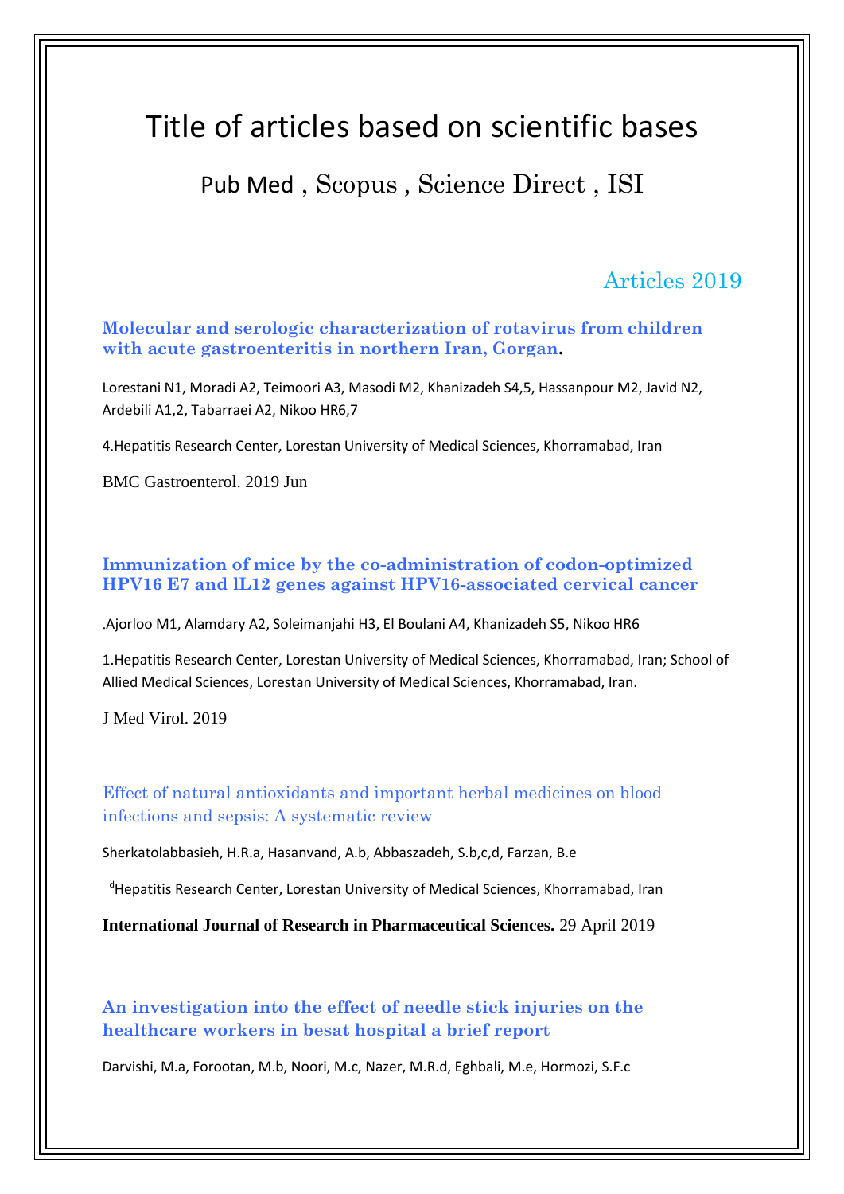# Title of articles based on scientific bases

Pub Med , Scopus , Science Direct , ISI

## Articles 2019

### Molecular and serologic characterization of rotavirus from children with acute gastroenteritis in northern Iran, Gorgan.

Lorestani N1, Moradi A2, Teimoori A3, Masodi M2, Khanizadeh S4,5, Hassanpour M2, Javid N2, Ardebili A1,2, Tabarraei A2, Nikoo HR6,7

4.Hepatitis Research Center, Lorestan University of Medical Sciences, Khorramabad, Iran

BMC Gastroenterol. 2019 Jun

### Immunization of mice by the co-administration of codon-optimized HPV16 E7 and IL12 genes against HPV16-associated cervical cancer

.Ajorloo M1, Alamdary A2, Soleimanjahi H3, El Boulani A4, Khanizadeh S5, Nikoo HR6

1.Hepatitis Research Center, Lorestan University of Medical Sciences, Khorramabad, Iran; School of Allied Medical Sciences, Lorestan University of Medical Sciences, Khorramabad, Iran.

J Med Virol. 2019

### Effect of natural antioxidants and important herbal medicines on blood infections and sepsis: A systematic review

Sherkatolabbasieh, H.R.a, Hasanvand, A.b, Abbaszadeh, S.b,c,d, Farzan, B.e

[d]Hepatitis Research Center, Lorestan University of Medical Sciences, Khorramabad, Iran

**International Journal of Research in Pharmaceutical Sciences.** 29 April 2019

### An investigation into the effect of needle stick injuries on the healthcare workers in besat hospital a brief report

Darvishi, M.a, Forootan, M.b, Noori, M.c, Nazer, M.R.d, Eghbali, M.e, Hormozi, S.F.c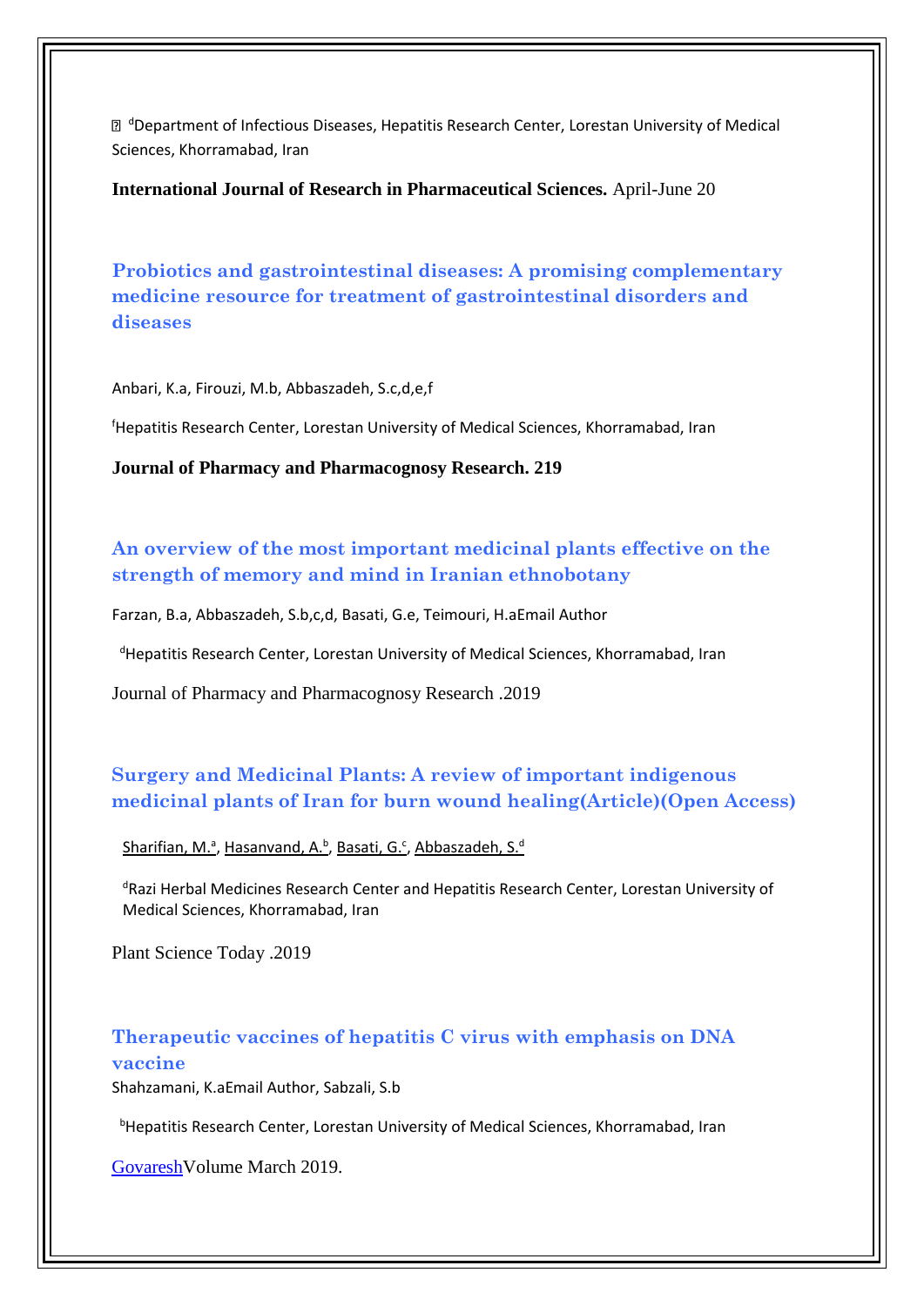[d]Department of Infectious Diseases, Hepatitis Research Center, Lorestan University of Medical Sciences, Khorramabad, Iran

**International Journal of Research in Pharmaceutical Sciences.** April-June 20

### Probiotics and gastrointestinal diseases: A promising complementary medicine resource for treatment of gastrointestinal disorders and diseases

Anbari, K.a, Firouzi, M.b, Abbaszadeh, S.c,d,e,f

[f]Hepatitis Research Center, Lorestan University of Medical Sciences, Khorramabad, Iran

**Journal of Pharmacy and Pharmacognosy Research. 219**

### An overview of the most important medicinal plants effective on the strength of memory and mind in Iranian ethnobotany

Farzan, B.a, Abbaszadeh, S.b,c,d, Basati, G.e, Teimouri, H.aEmail Author

[d]Hepatitis Research Center, Lorestan University of Medical Sciences, Khorramabad, Iran

Journal of Pharmacy and Pharmacognosy Research .2019

### Surgery and Medicinal Plants: A review of important indigenous medicinal plants of Iran for burn wound healing(Article)(Open Access)

Sharifian, M.[a], Hasanvand, A.[b], Basati, G.[c], Abbaszadeh, S.[d]

[d]Razi Herbal Medicines Research Center and Hepatitis Research Center, Lorestan University of Medical Sciences, Khorramabad, Iran

Plant Science Today .2019

### Therapeutic vaccines of hepatitis C virus with emphasis on DNA vaccine

Shahzamani, K.aEmail Author, Sabzali, S.b

[b]Hepatitis Research Center, Lorestan University of Medical Sciences, Khorramabad, Iran

GovareshVolume March 2019.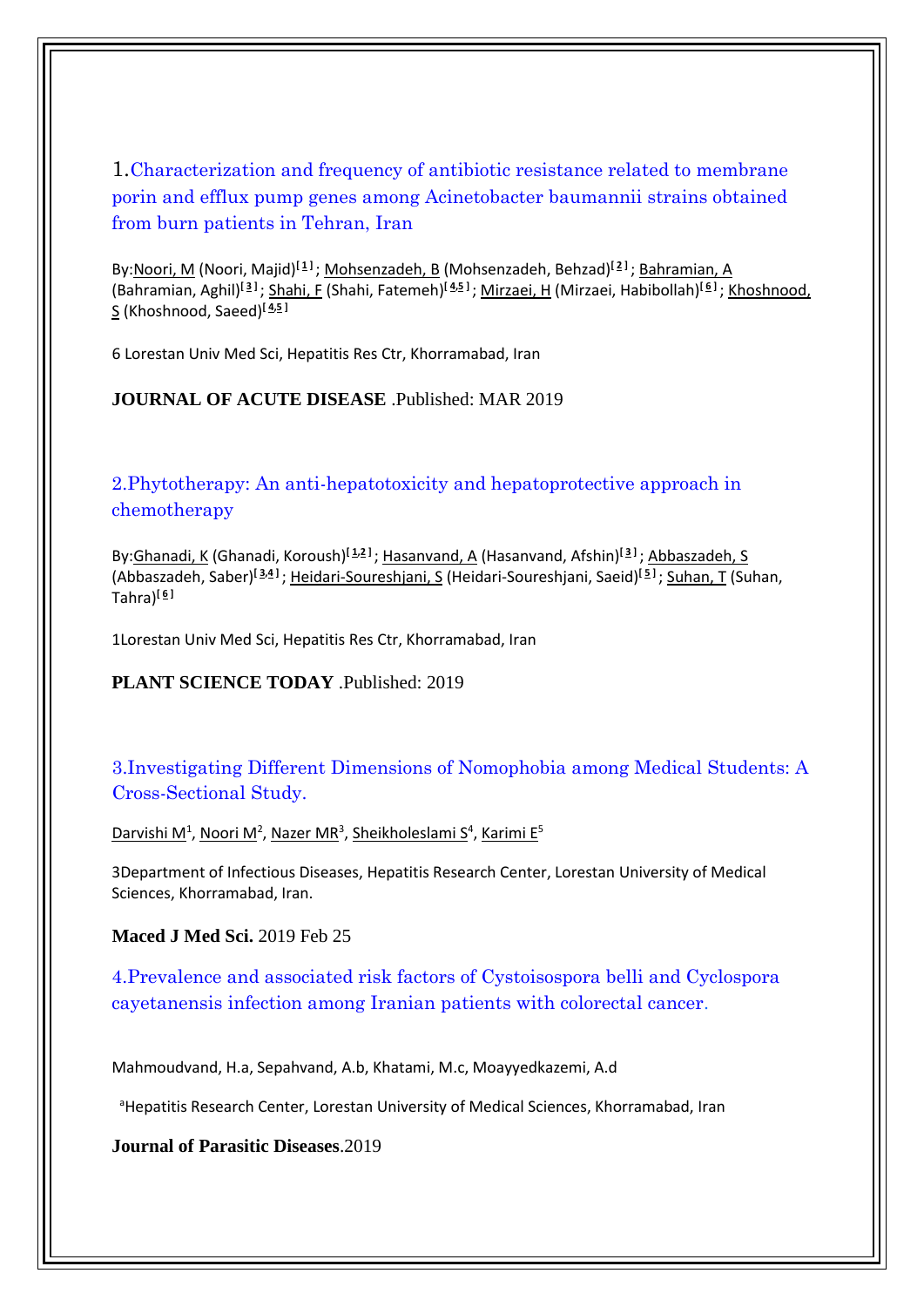1.Characterization and frequency of antibiotic resistance related to membrane porin and efflux pump genes among Acinetobacter baumannii strains obtained from burn patients in Tehran, Iran

By:Noori, M (Noori, Majid)[1] ; Mohsenzadeh, B (Mohsenzadeh, Behzad)[2] ; Bahramian, A (Bahramian, Aghil)[3] ; Shahi, F (Shahi, Fatemeh)[4,5] ; Mirzaei, H (Mirzaei, Habibollah)[6] ; Khoshnood, S (Khoshnood, Saeed)[4,5]

6 Lorestan Univ Med Sci, Hepatitis Res Ctr, Khorramabad, Iran

**JOURNAL OF ACUTE DISEASE** .Published: MAR 2019

2.Phytotherapy: An anti-hepatotoxicity and hepatoprotective approach in chemotherapy

By:Ghanadi, K (Ghanadi, Koroush)[1,2] ; Hasanvand, A (Hasanvand, Afshin)[3] ; Abbaszadeh, S (Abbaszadeh, Saber)[3,4] ; Heidari-Soureshjani, S (Heidari-Soureshjani, Saeid)[5] ; Suhan, T (Suhan, Tahra)[6]

1Lorestan Univ Med Sci, Hepatitis Res Ctr, Khorramabad, Iran

**PLANT SCIENCE TODAY** .Published: 2019

3.Investigating Different Dimensions of Nomophobia among Medical Students: A Cross-Sectional Study.

Darvishi M[1], Noori M[2], Nazer MR[3], Sheikholeslami S[4], Karimi E[5]

3Department of Infectious Diseases, Hepatitis Research Center, Lorestan University of Medical Sciences, Khorramabad, Iran.

**Maced J Med Sci.** 2019 Feb 25

4.Prevalence and associated risk factors of Cystoisospora belli and Cyclospora cayetanensis infection among Iranian patients with colorectal cancer.

Mahmoudvand, H.a, Sepahvand, A.b, Khatami, M.c, Moayyedkazemi, A.d

[a]Hepatitis Research Center, Lorestan University of Medical Sciences, Khorramabad, Iran

**Journal of Parasitic Diseases**.2019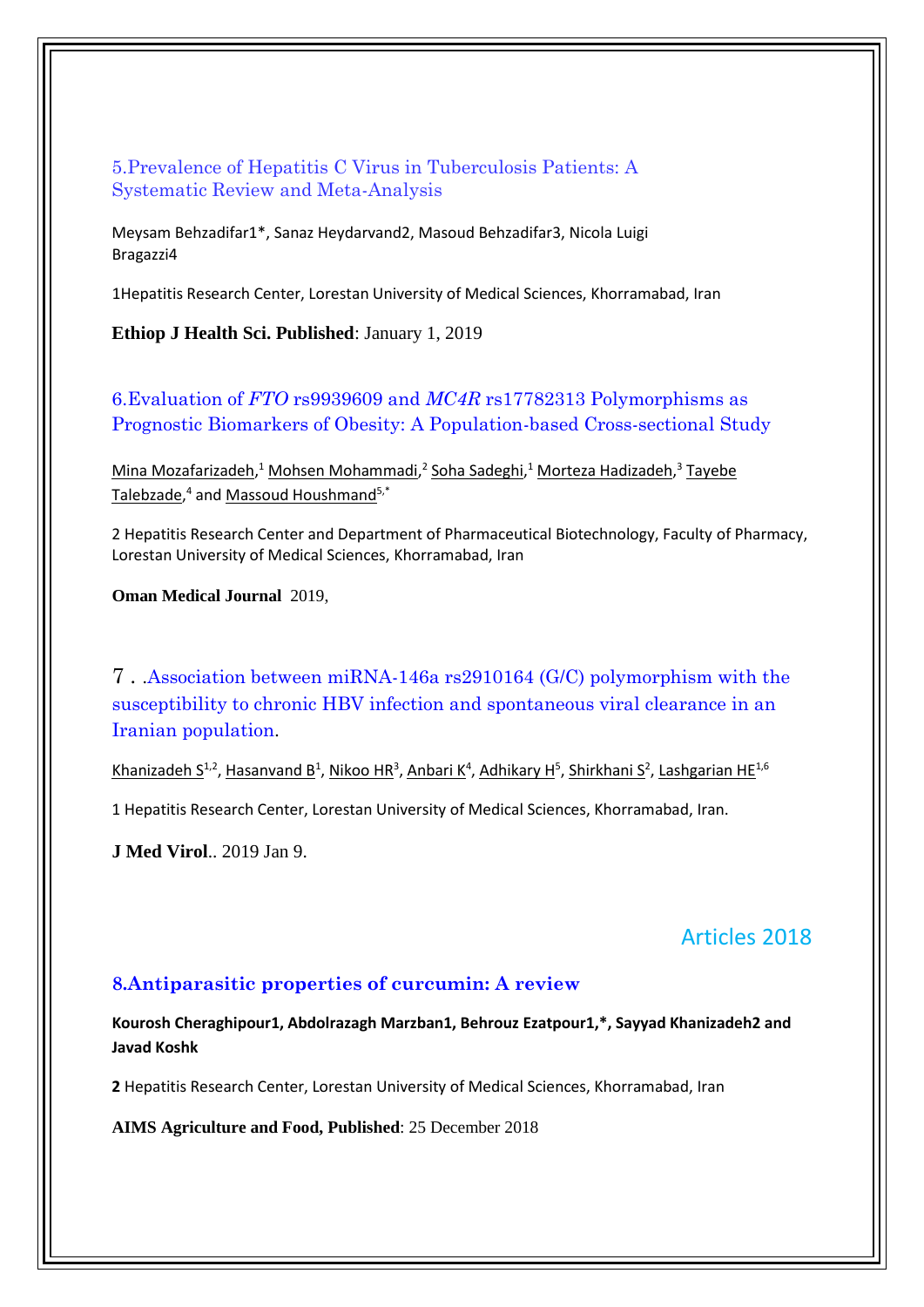5.Prevalence of Hepatitis C Virus in Tuberculosis Patients: A Systematic Review and Meta-Analysis

Meysam Behzadifar1*, Sanaz Heydarvand2, Masoud Behzadifar3, Nicola Luigi Bragazzi4

1Hepatitis Research Center, Lorestan University of Medical Sciences, Khorramabad, Iran

**Ethiop J Health Sci. Published**: January 1, 2019

6.Evaluation of *FTO* rs9939609 and *MC4R* rs17782313 Polymorphisms as Prognostic Biomarkers of Obesity: A Population-based Cross-sectional Study

Mina Mozafarizadeh,[1] Mohsen Mohammadi,[2] Soha Sadeghi,[1] Morteza Hadizadeh,[3] Tayebe Talebzade,[4] and Massoud Houshmand[5,*]

2 Hepatitis Research Center and Department of Pharmaceutical Biotechnology, Faculty of Pharmacy, Lorestan University of Medical Sciences, Khorramabad, Iran

**Oman Medical Journal** 2019,

7．.Association between miRNA-146a rs2910164 (G/C) polymorphism with the susceptibility to chronic HBV infection and spontaneous viral clearance in an Iranian population.

Khanizadeh S[1,2], Hasanvand B[1], Nikoo HR[3], Anbari K[4], Adhikary H[5], Shirkhani S[2], Lashgarian HE[1,6]

1 Hepatitis Research Center, Lorestan University of Medical Sciences, Khorramabad, Iran.

**J Med Virol**.. 2019 Jan 9.

## Articles 2018

**8.Antiparasitic properties of curcumin: A review**

**Kourosh Cheraghipour1, Abdolrazagh Marzban1, Behrouz Ezatpour1,*, Sayyad Khanizadeh2 and Javad Koshk**

**2** Hepatitis Research Center, Lorestan University of Medical Sciences, Khorramabad, Iran

**AIMS Agriculture and Food, Published**: 25 December 2018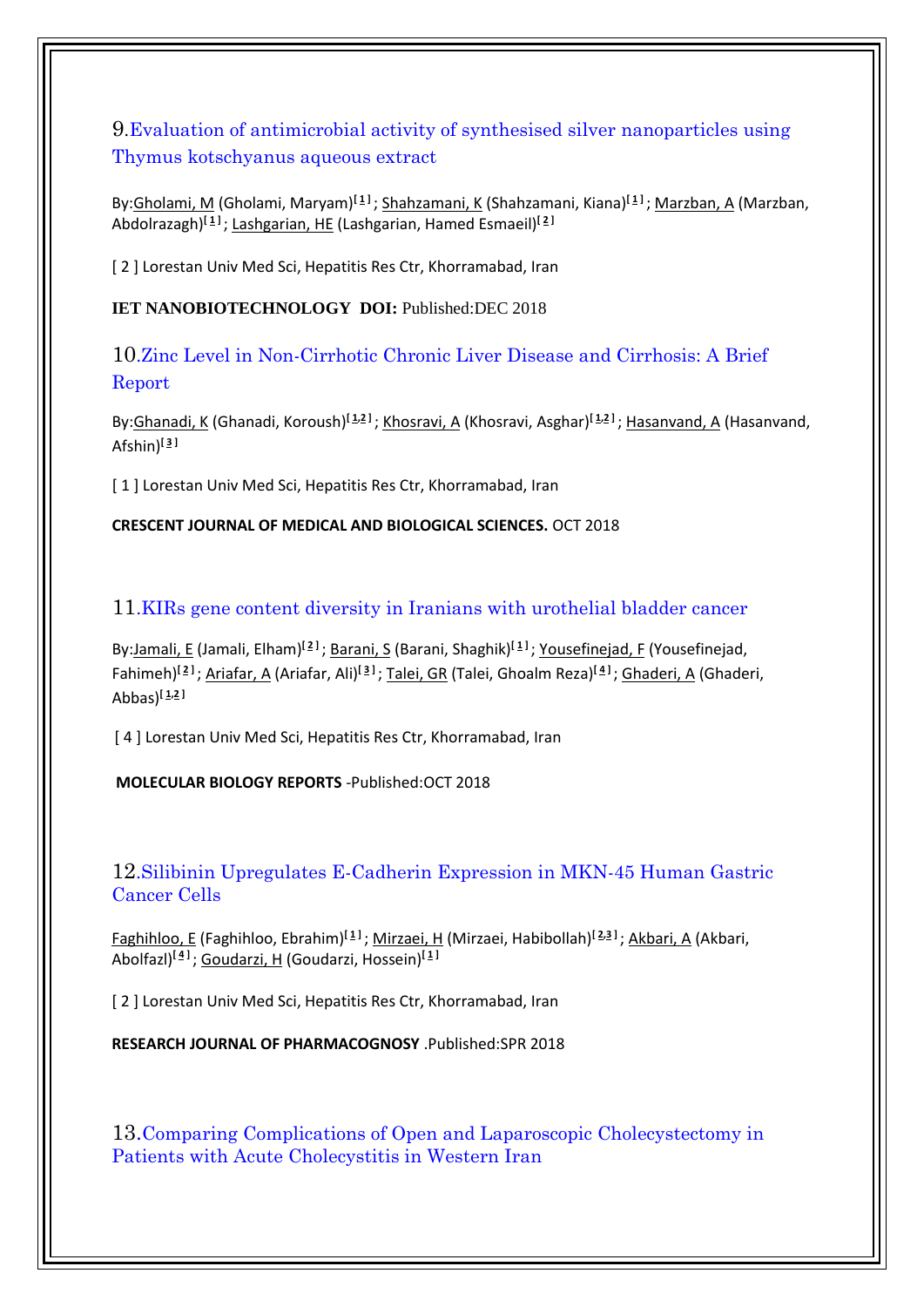## 9.Evaluation of antimicrobial activity of synthesised silver nanoparticles using Thymus kotschyanus aqueous extract

By:Gholami, M (Gholami, Maryam)[1] ; Shahzamani, K (Shahzamani, Kiana)[1] ; Marzban, A (Marzban, Abdolrazagh)[1] ; Lashgarian, HE (Lashgarian, Hamed Esmaeil)[2]

[ 2 ] Lorestan Univ Med Sci, Hepatitis Res Ctr, Khorramabad, Iran

**IET NANOBIOTECHNOLOGY DOI:** Published:DEC 2018

## 10.Zinc Level in Non-Cirrhotic Chronic Liver Disease and Cirrhosis: A Brief Report

By:Ghanadi, K (Ghanadi, Koroush)[1,2] ; Khosravi, A (Khosravi, Asghar)[1,2] ; Hasanvand, A (Hasanvand, Afshin)[3]

[ 1 ] Lorestan Univ Med Sci, Hepatitis Res Ctr, Khorramabad, Iran

**CRESCENT JOURNAL OF MEDICAL AND BIOLOGICAL SCIENCES.** OCT 2018

## 11.KIRs gene content diversity in Iranians with urothelial bladder cancer

By:Jamali, E (Jamali, Elham)[2] ; Barani, S (Barani, Shaghik)[1] ; Yousefinejad, F (Yousefinejad, Fahimeh)[2] ; Ariafar, A (Ariafar, Ali)[3] ; Talei, GR (Talei, Ghoalm Reza)[4] ; Ghaderi, A (Ghaderi, Abbas)[1,2]

[ 4 ] Lorestan Univ Med Sci, Hepatitis Res Ctr, Khorramabad, Iran

**MOLECULAR BIOLOGY REPORTS** -Published:OCT 2018

## 12.Silibinin Upregulates E-Cadherin Expression in MKN-45 Human Gastric Cancer Cells

Faghihloo, E (Faghihloo, Ebrahim)[1] ; Mirzaei, H (Mirzaei, Habibollah)[2,3] ; Akbari, A (Akbari, Abolfazl)[4] ; Goudarzi, H (Goudarzi, Hossein)[1]

[ 2 ] Lorestan Univ Med Sci, Hepatitis Res Ctr, Khorramabad, Iran

**RESEARCH JOURNAL OF PHARMACOGNOSY** .Published:SPR 2018

## 13.Comparing Complications of Open and Laparoscopic Cholecystectomy in Patients with Acute Cholecystitis in Western Iran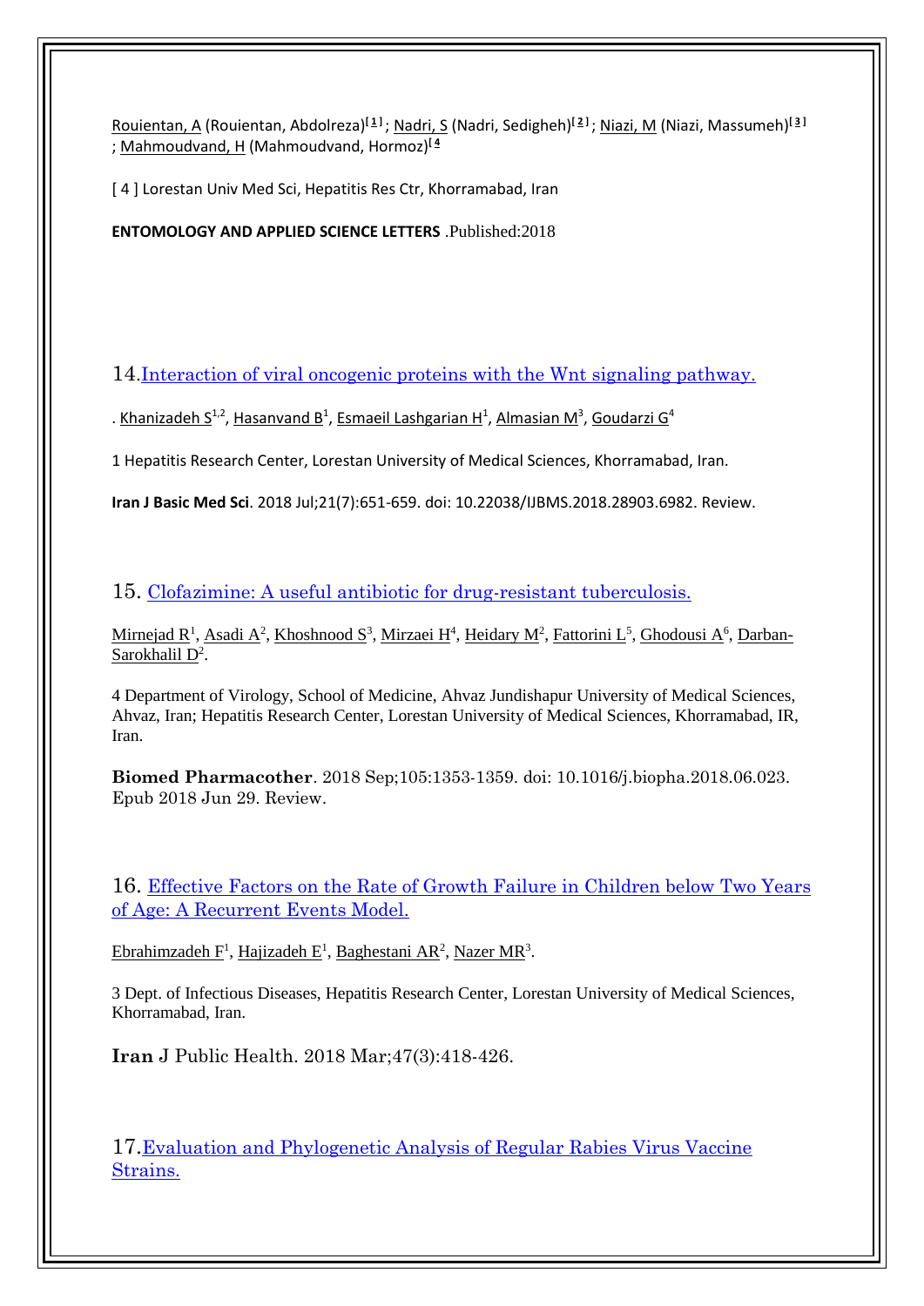Rouientan, A (Rouientan, Abdolreza)[1] ; Nadri, S (Nadri, Sedigheh)[2] ; Niazi, M (Niazi, Massumeh)[3] ; Mahmoudvand, H (Mahmoudvand, Hormoz)[4]

[ 4 ] Lorestan Univ Med Sci, Hepatitis Res Ctr, Khorramabad, Iran

**ENTOMOLOGY AND APPLIED SCIENCE LETTERS** .Published:2018

14. Interaction of viral oncogenic proteins with the Wnt signaling pathway.

. Khanizadeh S[1,2], Hasanvand B[1], Esmaeil Lashgarian H[1], Almasian M[3], Goudarzi G[4]

1 Hepatitis Research Center, Lorestan University of Medical Sciences, Khorramabad, Iran.

**Iran J Basic Med Sci**. 2018 Jul;21(7):651-659. doi: 10.22038/IJBMS.2018.28903.6982. Review.

15. Clofazimine: A useful antibiotic for drug-resistant tuberculosis.

Mirnejad R[1], Asadi A[2], Khoshnood S[3], Mirzaei H[4], Heidary M[2], Fattorini L[5], Ghodousi A[6], Darban-Sarokhalil D[2].

4 Department of Virology, School of Medicine, Ahvaz Jundishapur University of Medical Sciences, Ahvaz, Iran; Hepatitis Research Center, Lorestan University of Medical Sciences, Khorramabad, IR, Iran.

**Biomed Pharmacother**. 2018 Sep;105:1353-1359. doi: 10.1016/j.biopha.2018.06.023. Epub 2018 Jun 29. Review.

16. Effective Factors on the Rate of Growth Failure in Children below Two Years of Age: A Recurrent Events Model.

Ebrahimzadeh F[1], Hajizadeh E[1], Baghestani AR[2], Nazer MR[3].

3 Dept. of Infectious Diseases, Hepatitis Research Center, Lorestan University of Medical Sciences, Khorramabad, Iran.

**Iran** J Public Health. 2018 Mar;47(3):418-426.

17. Evaluation and Phylogenetic Analysis of Regular Rabies Virus Vaccine Strains.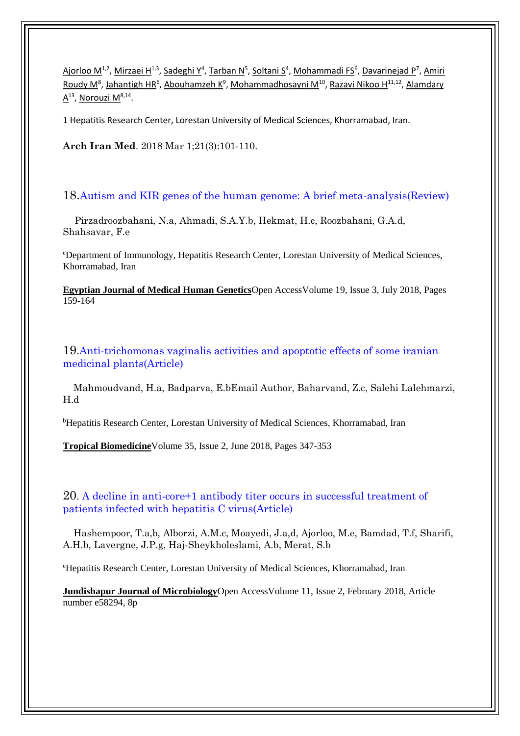Ajorloo M[1,2], Mirzaei H[1,3], Sadeghi Y[4], Tarban N[5], Soltani S[4], Mohammadi FS[6], Davarinejad P[7], Amiri Roudy M[8], Jahantigh HR[6], Abouhamzeh K[9], Mohammadhosayni M[10], Razavi Nikoo H[11,12], Alamdary A[13], Norouzi M[8,14].

1 Hepatitis Research Center, Lorestan University of Medical Sciences, Khorramabad, Iran.

**Arch Iran Med**. 2018 Mar 1;21(3):101-110.

## 18. Autism and KIR genes of the human genome: A brief meta-analysis(Review)

Pirzadroozbahani, N.a, Ahmadi, S.A.Y.b, Hekmat, H.c, Roozbahani, G.A.d, Shahsavar, F.e

[e]Department of Immunology, Hepatitis Research Center, Lorestan University of Medical Sciences, Khorramabad, Iran

**Egyptian Journal of Medical Human Genetics** Open Access Volume 19, Issue 3, July 2018, Pages 159-164

## 19. Anti-trichomonas vaginalis activities and apoptotic effects of some iranian medicinal plants(Article)

Mahmoudvand, H.a, Badparva, E.bEmail Author, Baharvand, Z.c, Salehi Lalehmarzi, H.d

[b]Hepatitis Research Center, Lorestan University of Medical Sciences, Khorramabad, Iran

**Tropical Biomedicine** Volume 35, Issue 2, June 2018, Pages 347-353

## 20. A decline in anti-core+1 antibody titer occurs in successful treatment of patients infected with hepatitis C virus(Article)

Hashempoor, T.a,b, Alborzi, A.M.c, Moayedi, J.a,d, Ajorloo, M.e, Bamdad, T.f, Sharifi, A.H.b, Lavergne, J.P.g, Haj-Sheykholeslami, A.b, Merat, S.b

[e]Hepatitis Research Center, Lorestan University of Medical Sciences, Khorramabad, Iran

**Jundishapur Journal of Microbiology** Open Access Volume 11, Issue 2, February 2018, Article number e58294, 8p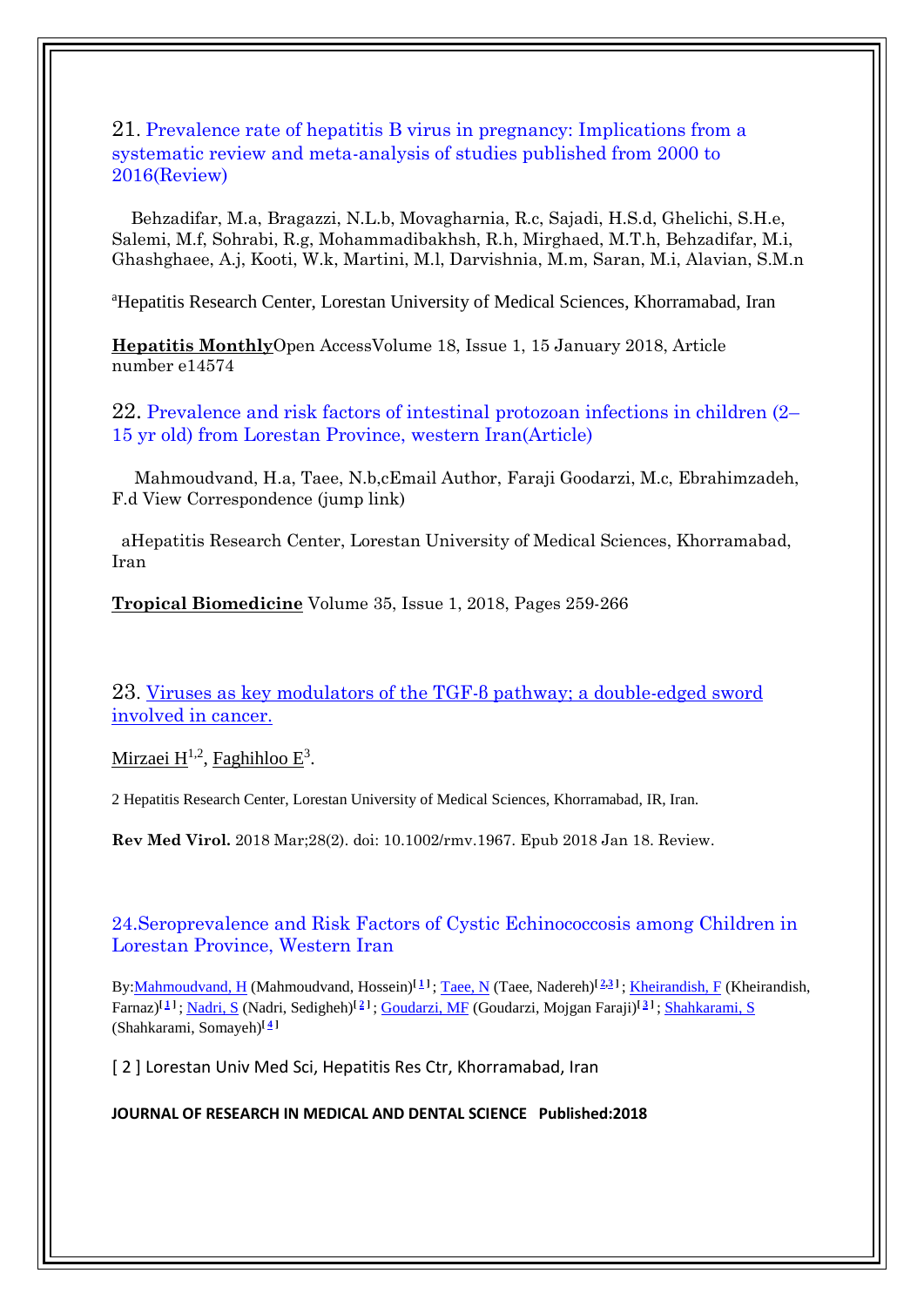21. Prevalence rate of hepatitis B virus in pregnancy: Implications from a systematic review and meta-analysis of studies published from 2000 to 2016(Review)

Behzadifar, M.a, Bragazzi, N.L.b, Movagharnia, R.c, Sajadi, H.S.d, Ghelichi, S.H.e, Salemi, M.f, Sohrabi, R.g, Mohammadibakhsh, R.h, Mirghaed, M.T.h, Behzadifar, M.i, Ghashghaee, A.j, Kooti, W.k, Martini, M.l, Darvishnia, M.m, Saran, M.i, Alavian, S.M.n

[a]Hepatitis Research Center, Lorestan University of Medical Sciences, Khorramabad, Iran

**Hepatitis Monthly**Open AccessVolume 18, Issue 1, 15 January 2018, Article number e14574

22. Prevalence and risk factors of intestinal protozoan infections in children (2–15 yr old) from Lorestan Province, western Iran(Article)

Mahmoudvand, H.a, Taee, N.b,cEmail Author, Faraji Goodarzi, M.c, Ebrahimzadeh, F.d View Correspondence (jump link)

aHepatitis Research Center, Lorestan University of Medical Sciences, Khorramabad, Iran

**Tropical Biomedicine** Volume 35, Issue 1, 2018, Pages 259-266

23. Viruses as key modulators of the TGF-β pathway; a double-edged sword involved in cancer.

Mirzaei H[1,2], Faghihloo E[3].

2 Hepatitis Research Center, Lorestan University of Medical Sciences, Khorramabad, IR, Iran.

**Rev Med Virol.** 2018 Mar;28(2). doi: 10.1002/rmv.1967. Epub 2018 Jan 18. Review.

24.Seroprevalence and Risk Factors of Cystic Echinococcosis among Children in Lorestan Province, Western Iran

By:Mahmoudvand, H (Mahmoudvand, Hossein)[1]; Taee, N (Taee, Nadereh)[2,3]; Kheirandish, F (Kheirandish, Farnaz)[1]; Nadri, S (Nadri, Sedigheh)[2]; Goudarzi, MF (Goudarzi, Mojgan Faraji)[3]; Shahkarami, S (Shahkarami, Somayeh)[4]

[ 2 ] Lorestan Univ Med Sci, Hepatitis Res Ctr, Khorramabad, Iran

**JOURNAL OF RESEARCH IN MEDICAL AND DENTAL SCIENCE Published:2018**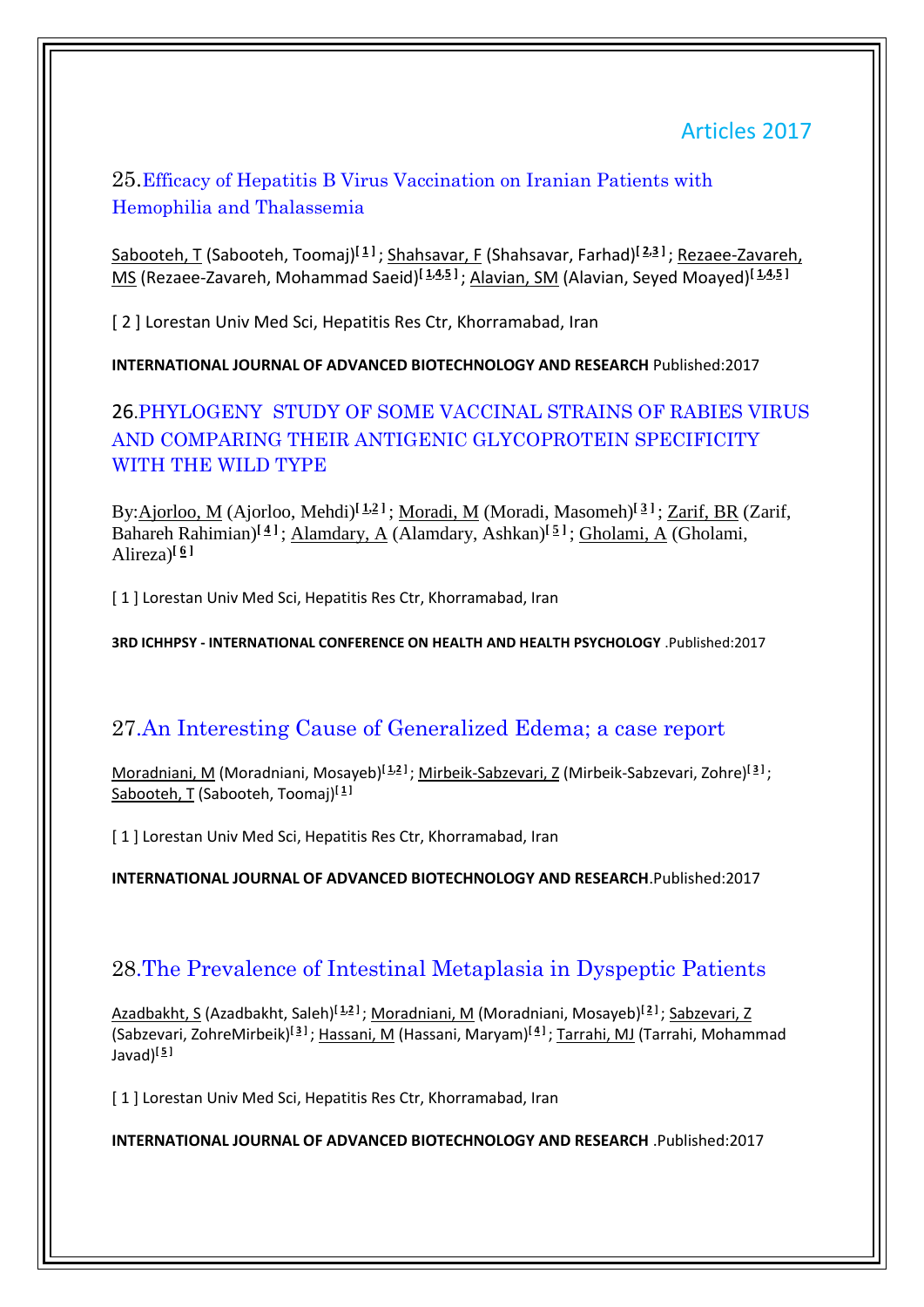## Articles 2017

### 25.Efficacy of Hepatitis B Virus Vaccination on Iranian Patients with Hemophilia and Thalassemia

Sabooteh, T (Sabooteh, Toomaj)[1]; Shahsavar, F (Shahsavar, Farhad)[2,3]; Rezaee-Zavareh, MS (Rezaee-Zavareh, Mohammad Saeid)[1,4,5]; Alavian, SM (Alavian, Seyed Moayed)[1,4,5]

[ 2 ] Lorestan Univ Med Sci, Hepatitis Res Ctr, Khorramabad, Iran

**INTERNATIONAL JOURNAL OF ADVANCED BIOTECHNOLOGY AND RESEARCH** Published:2017

### 26.PHYLOGENY STUDY OF SOME VACCINAL STRAINS OF RABIES VIRUS AND COMPARING THEIR ANTIGENIC GLYCOPROTEIN SPECIFICITY WITH THE WILD TYPE

By:Ajorloo, M (Ajorloo, Mehdi)[1,2]; Moradi, M (Moradi, Masomeh)[3]; Zarif, BR (Zarif, Bahareh Rahimian)[4]; Alamdary, A (Alamdary, Ashkan)[5]; Gholami, A (Gholami, Alireza)[6]

[ 1 ] Lorestan Univ Med Sci, Hepatitis Res Ctr, Khorramabad, Iran

**3RD ICHHPSY - INTERNATIONAL CONFERENCE ON HEALTH AND HEALTH PSYCHOLOGY** .Published:2017

### 27.An Interesting Cause of Generalized Edema; a case report

Moradniani, M (Moradniani, Mosayeb)[1,2]; Mirbeik-Sabzevari, Z (Mirbeik-Sabzevari, Zohre)[3]; Sabooteh, T (Sabooteh, Toomaj)[1]

[ 1 ] Lorestan Univ Med Sci, Hepatitis Res Ctr, Khorramabad, Iran

**INTERNATIONAL JOURNAL OF ADVANCED BIOTECHNOLOGY AND RESEARCH**.Published:2017

### 28.The Prevalence of Intestinal Metaplasia in Dyspeptic Patients

Azadbakht, S (Azadbakht, Saleh)[1,2]; Moradniani, M (Moradniani, Mosayeb)[2]; Sabzevari, Z (Sabzevari, ZohreMirbeik)[3]; Hassani, M (Hassani, Maryam)[4]; Tarrahi, MJ (Tarrahi, Mohammad Javad)[5]

[ 1 ] Lorestan Univ Med Sci, Hepatitis Res Ctr, Khorramabad, Iran

**INTERNATIONAL JOURNAL OF ADVANCED BIOTECHNOLOGY AND RESEARCH** .Published:2017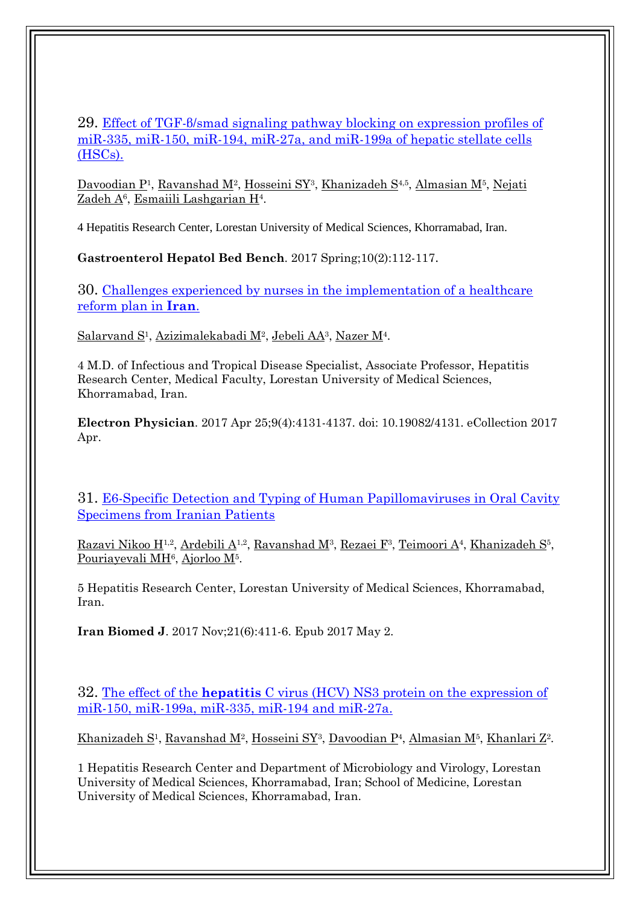29. [Effect of TGF-β/smad signaling pathway blocking on expression profiles of miR-335, miR-150, miR-194, miR-27a, and miR-199a of hepatic stellate cells (HSCs).]

Davoodian P[1], Ravanshad M[2], Hosseini SY[3], Khanizadeh S[4,5], Almasian M[5], Nejati Zadeh A[6], Esmaiili Lashgarian H[4].

4 Hepatitis Research Center, Lorestan University of Medical Sciences, Khorramabad, Iran.

**Gastroenterol Hepatol Bed Bench**. 2017 Spring;10(2):112-117.

30. [Challenges experienced by nurses in the implementation of a healthcare reform plan in **Iran**.]

Salarvand S[1], Azizimalekabadi M[2], Jebeli AA[3], Nazer M[4].

4 M.D. of Infectious and Tropical Disease Specialist, Associate Professor, Hepatitis Research Center, Medical Faculty, Lorestan University of Medical Sciences, Khorramabad, Iran.

**Electron Physician**. 2017 Apr 25;9(4):4131-4137. doi: 10.19082/4131. eCollection 2017 Apr.

31. [E6-Specific Detection and Typing of Human Papillomaviruses in Oral Cavity Specimens from Iranian Patients]

Razavi Nikoo H[1,2], Ardebili A[1,2], Ravanshad M[3], Rezaei F[3], Teimoori A[4], Khanizadeh S[5], Pouriayevali MH[6], Ajorloo M[5].

5 Hepatitis Research Center, Lorestan University of Medical Sciences, Khorramabad, Iran.

**Iran Biomed J**. 2017 Nov;21(6):411-6. Epub 2017 May 2.

32. [The effect of the **hepatitis** C virus (HCV) NS3 protein on the expression of miR-150, miR-199a, miR-335, miR-194 and miR-27a.]

Khanizadeh S[1], Ravanshad M[2], Hosseini SY[3], Davoodian P[4], Almasian M[5], Khanlari Z[2].

1 Hepatitis Research Center and Department of Microbiology and Virology, Lorestan University of Medical Sciences, Khorramabad, Iran; School of Medicine, Lorestan University of Medical Sciences, Khorramabad, Iran.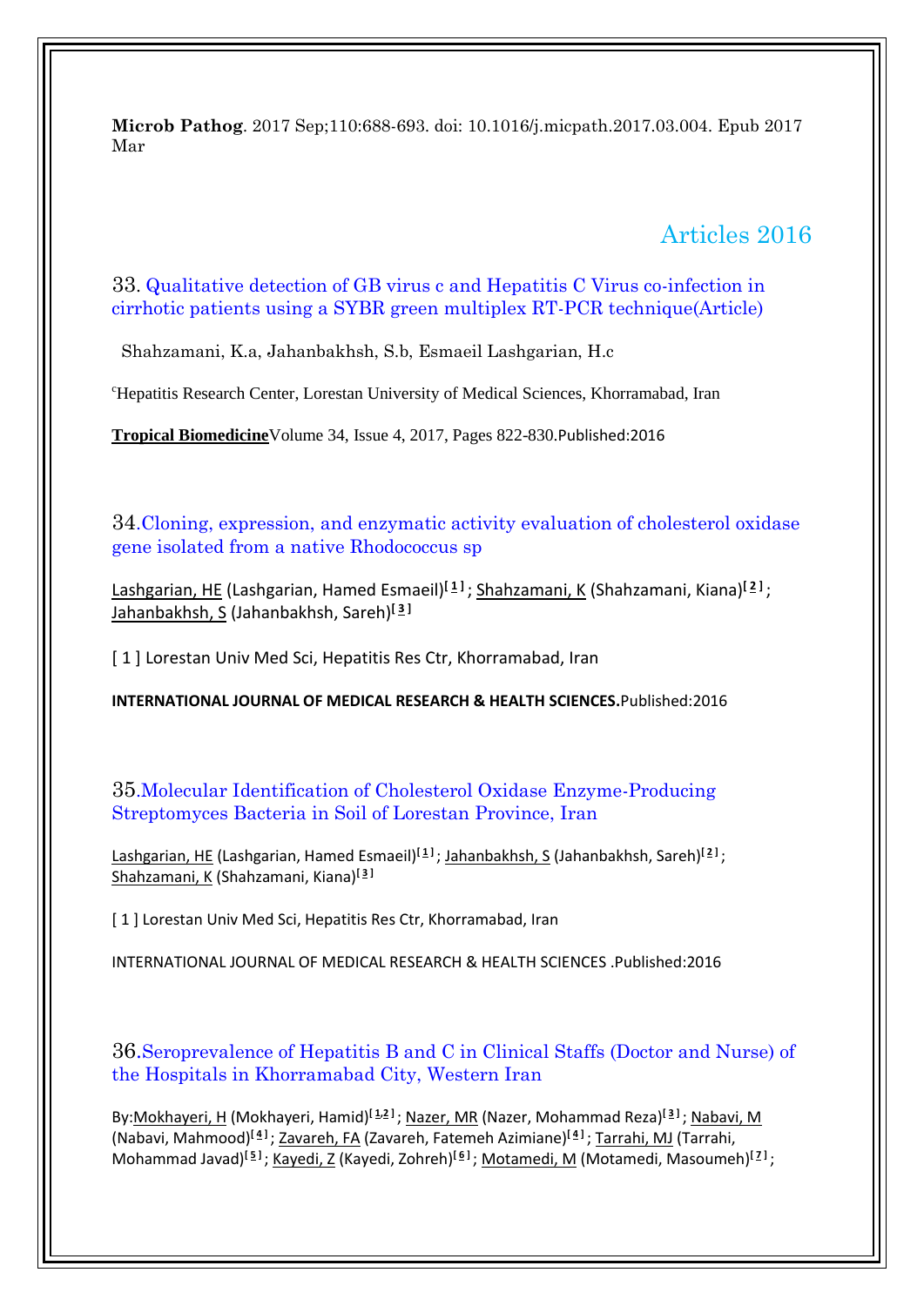**Microb Pathog**. 2017 Sep;110:688-693. doi: 10.1016/j.micpath.2017.03.004. Epub 2017 Mar

## Articles 2016

33. Qualitative detection of GB virus c and Hepatitis C Virus co-infection in cirrhotic patients using a SYBR green multiplex RT-PCR technique(Article)

Shahzamani, K.a, Jahanbakhsh, S.b, Esmaeil Lashgarian, H.c

[c]Hepatitis Research Center, Lorestan University of Medical Sciences, Khorramabad, Iran

**Tropical Biomedicine**Volume 34, Issue 4, 2017, Pages 822-830.Published:2016

34. Cloning, expression, and enzymatic activity evaluation of cholesterol oxidase gene isolated from a native Rhodococcus sp

Lashgarian, HE (Lashgarian, Hamed Esmaeil)[1]; Shahzamani, K (Shahzamani, Kiana)[2]; Jahanbakhsh, S (Jahanbakhsh, Sareh)[3]

[ 1 ] Lorestan Univ Med Sci, Hepatitis Res Ctr, Khorramabad, Iran

**INTERNATIONAL JOURNAL OF MEDICAL RESEARCH & HEALTH SCIENCES.**Published:2016

35. Molecular Identification of Cholesterol Oxidase Enzyme-Producing Streptomyces Bacteria in Soil of Lorestan Province, Iran

Lashgarian, HE (Lashgarian, Hamed Esmaeil)[1]; Jahanbakhsh, S (Jahanbakhsh, Sareh)[2]; Shahzamani, K (Shahzamani, Kiana)[3]

[ 1 ] Lorestan Univ Med Sci, Hepatitis Res Ctr, Khorramabad, Iran

INTERNATIONAL JOURNAL OF MEDICAL RESEARCH & HEALTH SCIENCES .Published:2016

36. Seroprevalence of Hepatitis B and C in Clinical Staffs (Doctor and Nurse) of the Hospitals in Khorramabad City, Western Iran

By:Mokhayeri, H (Mokhayeri, Hamid)[1,2]; Nazer, MR (Nazer, Mohammad Reza)[3]; Nabavi, M (Nabavi, Mahmood)[4]; Zavareh, FA (Zavareh, Fatemeh Azimiane)[4]; Tarrahi, MJ (Tarrahi, Mohammad Javad)[5]; Kayedi, Z (Kayedi, Zohreh)[6]; Motamedi, M (Motamedi, Masoumeh)[7];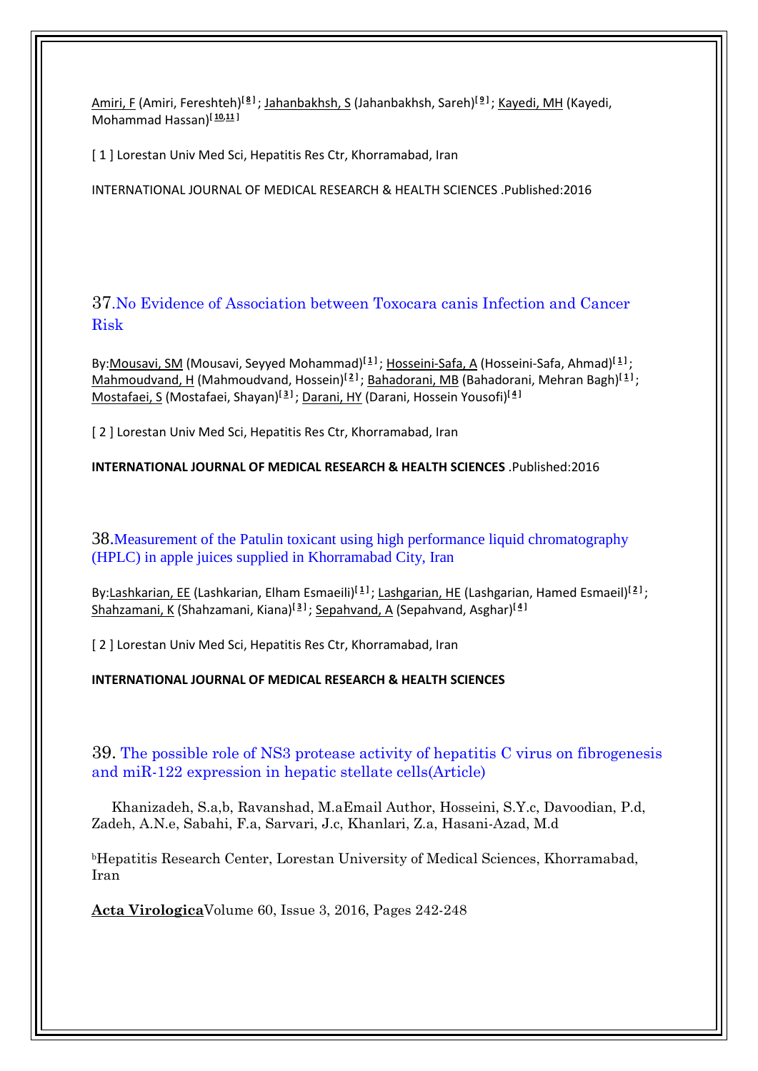Amiri, F (Amiri, Fereshteh)[8]; Jahanbakhsh, S (Jahanbakhsh, Sareh)[9]; Kayedi, MH (Kayedi, Mohammad Hassan)[10,11]

[ 1 ] Lorestan Univ Med Sci, Hepatitis Res Ctr, Khorramabad, Iran

INTERNATIONAL JOURNAL OF MEDICAL RESEARCH & HEALTH SCIENCES .Published:2016

## 37.No Evidence of Association between Toxocara canis Infection and Cancer Risk

By:Mousavi, SM (Mousavi, Seyyed Mohammad)[1]; Hosseini-Safa, A (Hosseini-Safa, Ahmad)[1]; Mahmoudvand, H (Mahmoudvand, Hossein)[2]; Bahadorani, MB (Bahadorani, Mehran Bagh)[1]; Mostafaei, S (Mostafaei, Shayan)[3]; Darani, HY (Darani, Hossein Yousofi)[4]

[ 2 ] Lorestan Univ Med Sci, Hepatitis Res Ctr, Khorramabad, Iran

**INTERNATIONAL JOURNAL OF MEDICAL RESEARCH & HEALTH SCIENCES** .Published:2016

## 38.Measurement of the Patulin toxicant using high performance liquid chromatography (HPLC) in apple juices supplied in Khorramabad City, Iran

By:Lashkarian, EE (Lashkarian, Elham Esmaeili)[1]; Lashgarian, HE (Lashgarian, Hamed Esmaeil)[2]; Shahzamani, K (Shahzamani, Kiana)[3]; Sepahvand, A (Sepahvand, Asghar)[4]

[ 2 ] Lorestan Univ Med Sci, Hepatitis Res Ctr, Khorramabad, Iran

**INTERNATIONAL JOURNAL OF MEDICAL RESEARCH & HEALTH SCIENCES**

## 39. The possible role of NS3 protease activity of hepatitis C virus on fibrogenesis and miR-122 expression in hepatic stellate cells(Article)

Khanizadeh, S.a,b, Ravanshad, M.aEmail Author, Hosseini, S.Y.c, Davoodian, P.d, Zadeh, A.N.e, Sabahi, F.a, Sarvari, J.c, Khanlari, Z.a, Hasani-Azad, M.d

[b]Hepatitis Research Center, Lorestan University of Medical Sciences, Khorramabad, Iran

**Acta Virologica**Volume 60, Issue 3, 2016, Pages 242-248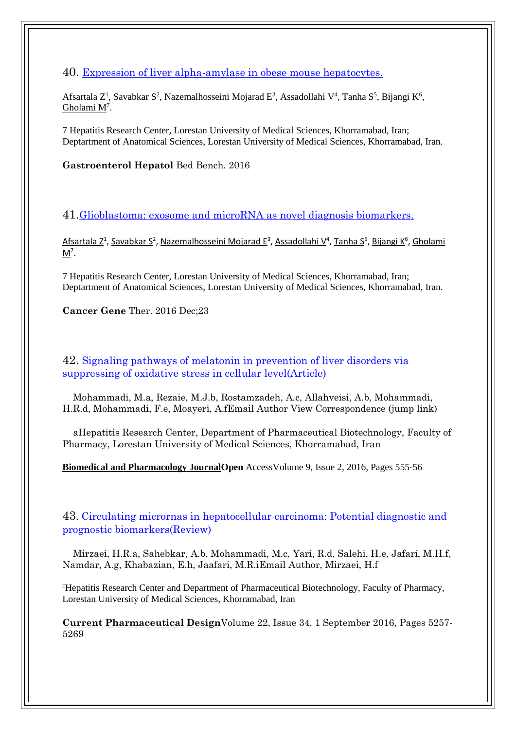40. [Expression of liver alpha-amylase in obese mouse hepatocytes.]

Afsartala Z[1], Savabkar S[2], Nazemalhosseini Mojarad E[3], Assadollahi V[4], Tanha S[5], Bijangi K[6], Gholami M[7].

7 Hepatitis Research Center, Lorestan University of Medical Sciences, Khorramabad, Iran; Deptartment of Anatomical Sciences, Lorestan University of Medical Sciences, Khorramabad, Iran.

**Gastroenterol Hepatol** Bed Bench. 2016

41. [Glioblastoma: exosome and microRNA as novel diagnosis biomarkers.]

Afsartala Z[1], Savabkar S[2], Nazemalhosseini Mojarad E[3], Assadollahi V[4], Tanha S[5], Bijangi K[6], Gholami M[7].

7 Hepatitis Research Center, Lorestan University of Medical Sciences, Khorramabad, Iran; Deptartment of Anatomical Sciences, Lorestan University of Medical Sciences, Khorramabad, Iran.

**Cancer Gene** Ther. 2016 Dec;23

42. Signaling pathways of melatonin in prevention of liver disorders via suppressing of oxidative stress in cellular level(Article)

Mohammadi, M.a, Rezaie, M.J.b, Rostamzadeh, A.c, Allahveisi, A.b, Mohammadi, H.R.d, Mohammadi, F.e, Moayeri, A.fEmail Author View Correspondence (jump link)

aHepatitis Research Center, Department of Pharmaceutical Biotechnology, Faculty of Pharmacy, Lorestan University of Medical Sciences, Khorramabad, Iran

**Biomedical and Pharmacology JournalOpen** AccessVolume 9, Issue 2, 2016, Pages 555-56

43. Circulating micrornas in hepatocellular carcinoma: Potential diagnostic and prognostic biomarkers(Review)

Mirzaei, H.R.a, Sahebkar, A.b, Mohammadi, M.c, Yari, R.d, Salehi, H.e, Jafari, M.H.f, Namdar, A.g, Khabazian, E.h, Jaafari, M.R.iEmail Author, Mirzaei, H.f

[c]Hepatitis Research Center and Department of Pharmaceutical Biotechnology, Faculty of Pharmacy, Lorestan University of Medical Sciences, Khorramabad, Iran

**Current Pharmaceutical Design**Volume 22, Issue 34, 1 September 2016, Pages 5257-5269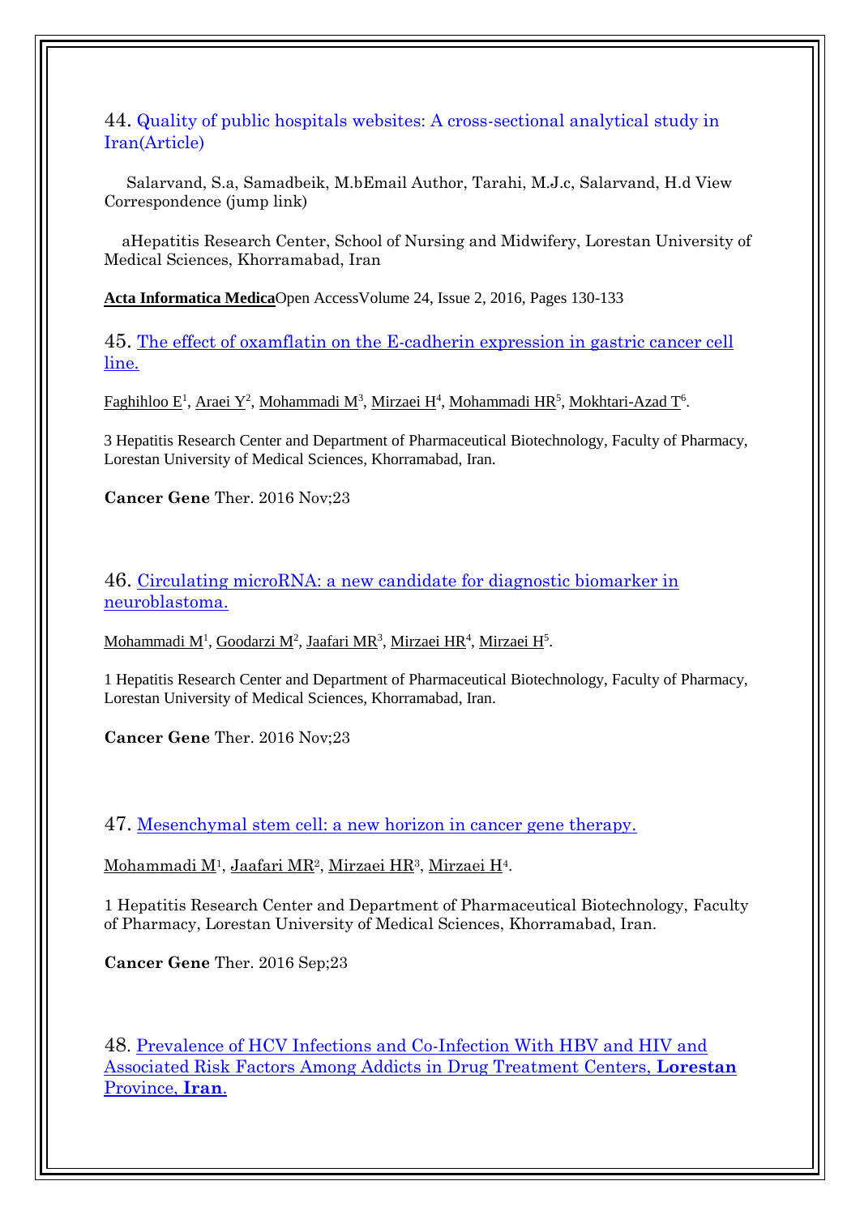44. Quality of public hospitals websites: A cross-sectional analytical study in Iran(Article)

Salarvand, S.a, Samadbeik, M.bEmail Author, Tarahi, M.J.c, Salarvand, H.d View Correspondence (jump link)

aHepatitis Research Center, School of Nursing and Midwifery, Lorestan University of Medical Sciences, Khorramabad, Iran

**Acta Informatica Medica**Open AccessVolume 24, Issue 2, 2016, Pages 130-133

45. The effect of oxamflatin on the E-cadherin expression in gastric cancer cell line.

Faghihloo E[1], Araei Y[2], Mohammadi M[3], Mirzaei H[4], Mohammadi HR[5], Mokhtari-Azad T[6].

3 Hepatitis Research Center and Department of Pharmaceutical Biotechnology, Faculty of Pharmacy, Lorestan University of Medical Sciences, Khorramabad, Iran.

**Cancer Gene** Ther. 2016 Nov;23

46. Circulating microRNA: a new candidate for diagnostic biomarker in neuroblastoma.

Mohammadi M[1], Goodarzi M[2], Jaafari MR[3], Mirzaei HR[4], Mirzaei H[5].

1 Hepatitis Research Center and Department of Pharmaceutical Biotechnology, Faculty of Pharmacy, Lorestan University of Medical Sciences, Khorramabad, Iran.

**Cancer Gene** Ther. 2016 Nov;23

47. Mesenchymal stem cell: a new horizon in cancer gene therapy.

Mohammadi M[1], Jaafari MR[2], Mirzaei HR[3], Mirzaei H[4].

1 Hepatitis Research Center and Department of Pharmaceutical Biotechnology, Faculty of Pharmacy, Lorestan University of Medical Sciences, Khorramabad, Iran.

**Cancer Gene** Ther. 2016 Sep;23

48. Prevalence of HCV Infections and Co-Infection With HBV and HIV and Associated Risk Factors Among Addicts in Drug Treatment Centers, **Lorestan** Province, **Iran**.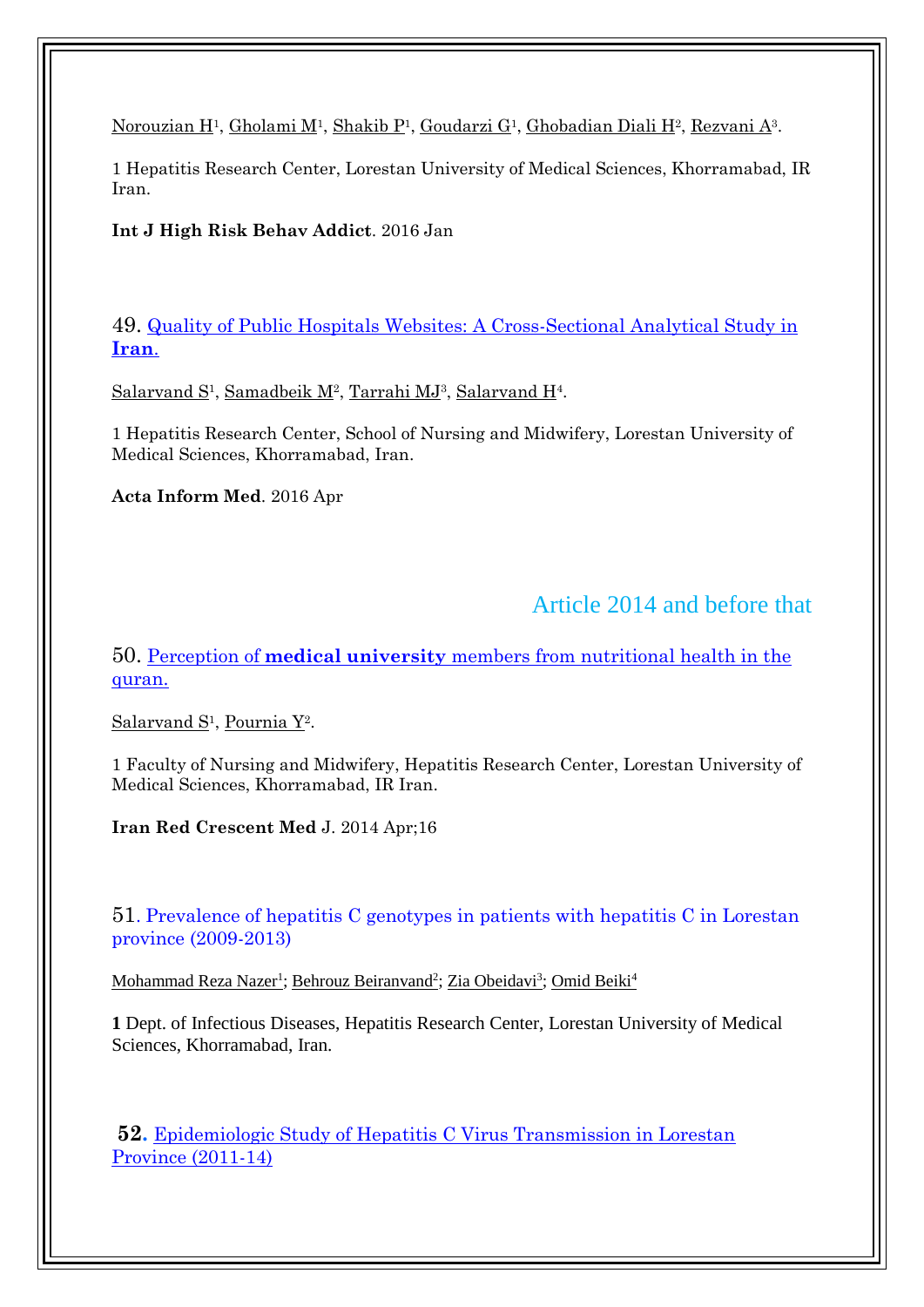Norouzian H[1], Gholami M[1], Shakib P[1], Goudarzi G[1], Ghobadian Diali H[2], Rezvani A[3].

1 Hepatitis Research Center, Lorestan University of Medical Sciences, Khorramabad, IR Iran.

**Int J High Risk Behav Addict**. 2016 Jan

49. Quality of Public Hospitals Websites: A Cross-Sectional Analytical Study in **Iran**.

Salarvand S[1], Samadbeik M[2], Tarrahi MJ[3], Salarvand H[4].

1 Hepatitis Research Center, School of Nursing and Midwifery, Lorestan University of Medical Sciences, Khorramabad, Iran.

**Acta Inform Med**. 2016 Apr

## Article 2014 and before that

50. Perception of **medical university** members from nutritional health in the quran.

Salarvand S[1], Pournia Y[2].

1 Faculty of Nursing and Midwifery, Hepatitis Research Center, Lorestan University of Medical Sciences, Khorramabad, IR Iran.

**Iran Red Crescent Med** J. 2014 Apr;16

51. Prevalence of hepatitis C genotypes in patients with hepatitis C in Lorestan province (2009-2013)

Mohammad Reza Nazer[1]; Behrouz Beiranvand[2]; Zia Obeidavi[3]; Omid Beiki[4]

**1** Dept. of Infectious Diseases, Hepatitis Research Center, Lorestan University of Medical Sciences, Khorramabad, Iran.

**52**. Epidemiologic Study of Hepatitis C Virus Transmission in Lorestan Province (2011-14)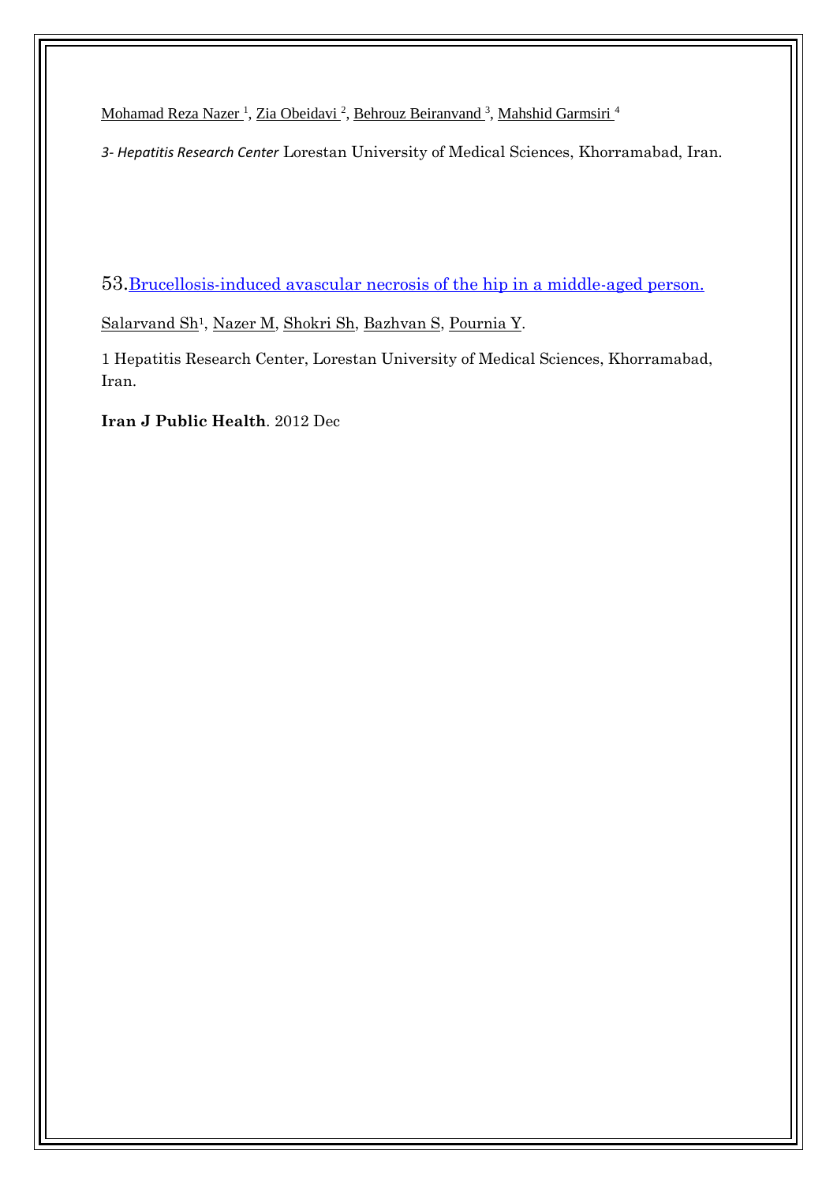Mohamad Reza Nazer [1], Zia Obeidavi [2], Behrouz Beiranvand [3], Mahshid Garmsiri [4]

*3- Hepatitis Research Center* Lorestan University of Medical Sciences, Khorramabad, Iran.

53. Brucellosis-induced avascular necrosis of the hip in a middle-aged person.

Salarvand Sh[1], Nazer M, Shokri Sh, Bazhvan S, Pournia Y.

1 Hepatitis Research Center, Lorestan University of Medical Sciences, Khorramabad, Iran.

**Iran J Public Health**. 2012 Dec